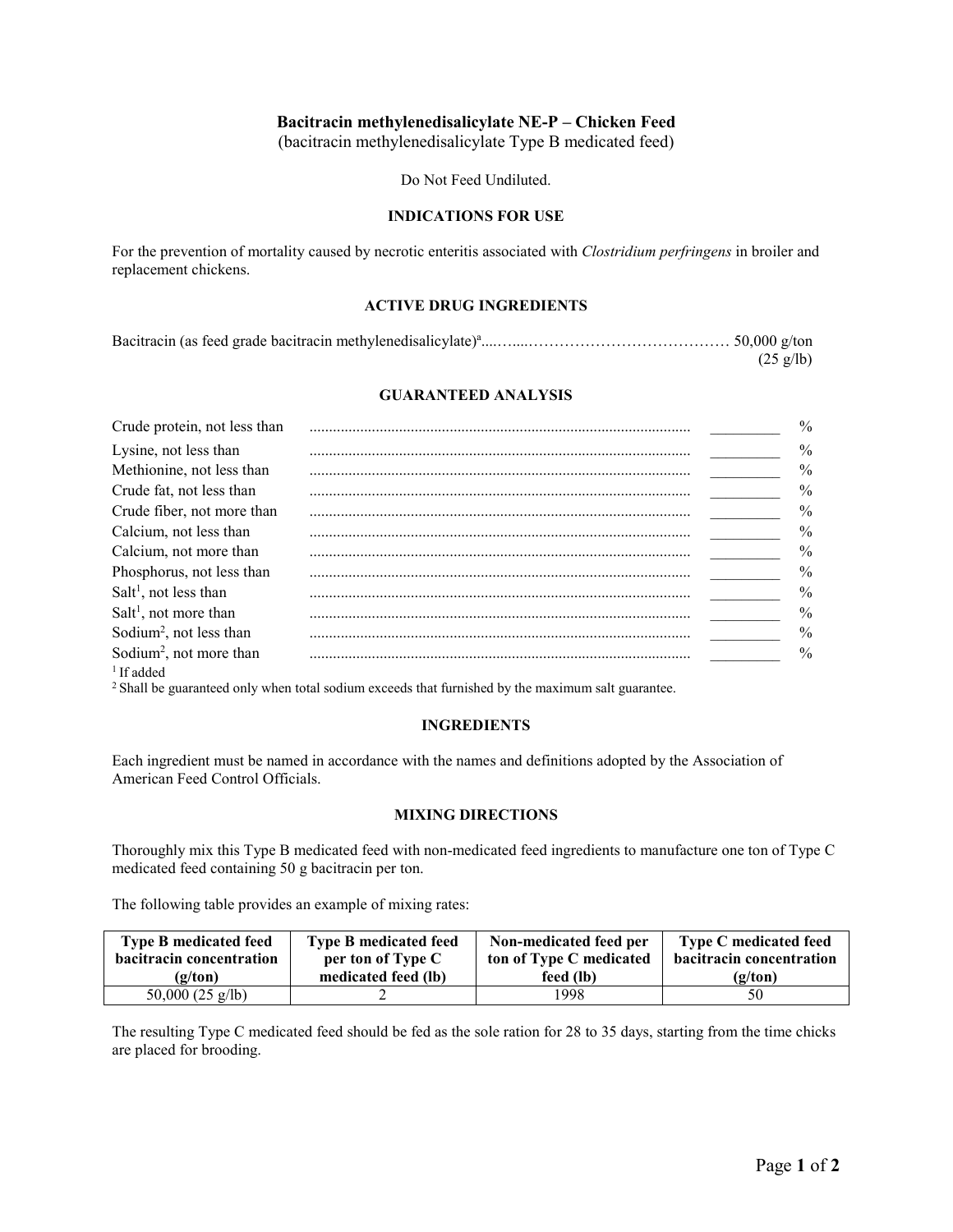**Bacitracin methylenedisalicylate NE-P – Chicken Feed**

(bacitracin methylenedisalicylate Type B medicated feed)

Do Not Feed Undiluted.

## INDICATIONS FOR USE

For the prevention of mortality caused by necrotic enteritis associated with *Clostridium perfringens* in broiler and replacement chickens.

## ACTIVE DRUG INGREDIENTS

Bacitracin (as feed grade bacitracin methylenedisalicylate)[a]........................................... 50,000 g/ton (25 g/lb)

## GUARANTEED ANALYSIS

| | | |
|---|---|---|
| Crude protein, not less than | _________ | % |
| Lysine, not less than | _________ | % |
| Methionine, not less than | _________ | % |
| Crude fat, not less than | _________ | % |
| Crude fiber, not more than | _________ | % |
| Calcium, not less than | _________ | % |
| Calcium, not more than | _________ | % |
| Phosphorus, not less than | _________ | % |
| Salt[1], not less than | _________ | % |
| Salt[1], not more than | _________ | % |
| Sodium[2], not less than | _________ | % |
| Sodium[2], not more than | _________ | % |

[1] If added

[2] Shall be guaranteed only when total sodium exceeds that furnished by the maximum salt guarantee.

## INGREDIENTS

Each ingredient must be named in accordance with the names and definitions adopted by the Association of American Feed Control Officials.

## MIXING DIRECTIONS

Thoroughly mix this Type B medicated feed with non-medicated feed ingredients to manufacture one ton of Type C medicated feed containing 50 g bacitracin per ton.

The following table provides an example of mixing rates:

| Type B medicated feed bacitracin concentration (g/ton) | Type B medicated feed per ton of Type C medicated feed (lb) | Non-medicated feed per ton of Type C medicated feed (lb) | Type C medicated feed bacitracin concentration (g/ton) |
|---|---|---|---|
| 50,000 (25 g/lb) | 2 | 1998 | 50 |

The resulting Type C medicated feed should be fed as the sole ration for 28 to 35 days, starting from the time chicks are placed for brooding.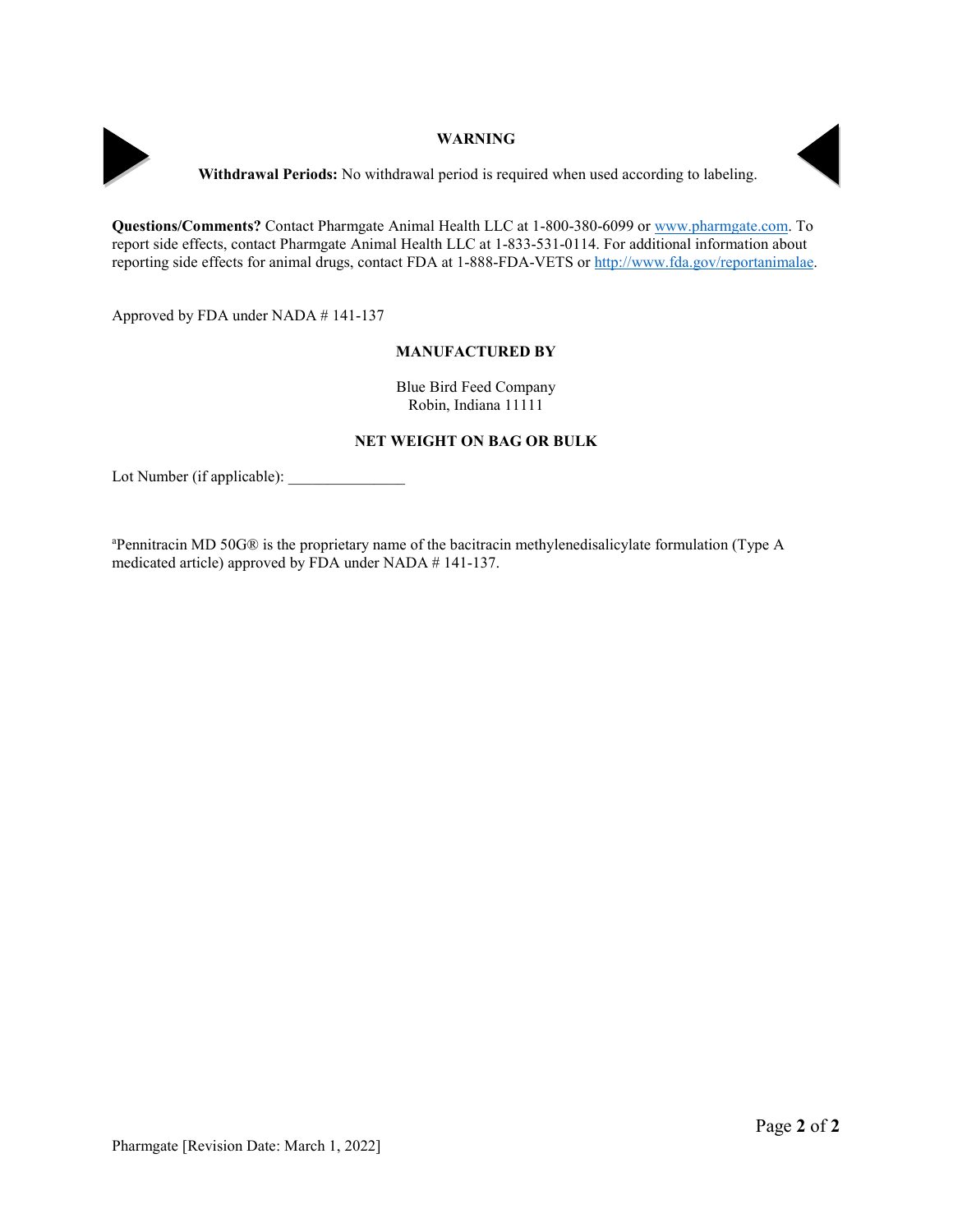**WARNING**

**Withdrawal Periods:** No withdrawal period is required when used according to labeling.

**Questions/Comments?** Contact Pharmgate Animal Health LLC at 1-800-380-6099 or www.pharmgate.com. To report side effects, contact Pharmgate Animal Health LLC at 1-833-531-0114. For additional information about reporting side effects for animal drugs, contact FDA at 1-888-FDA-VETS or http://www.fda.gov/reportanimalae.

Approved by FDA under NADA # 141-137

**MANUFACTURED BY**

Blue Bird Feed Company
Robin, Indiana 11111

**NET WEIGHT ON BAG OR BULK**

Lot Number (if applicable): _______________

[a]Pennitracin MD 50G® is the proprietary name of the bacitracin methylenedisalicylate formulation (Type A medicated article) approved by FDA under NADA # 141-137.

Pharmgate [Revision Date: March 1, 2022]